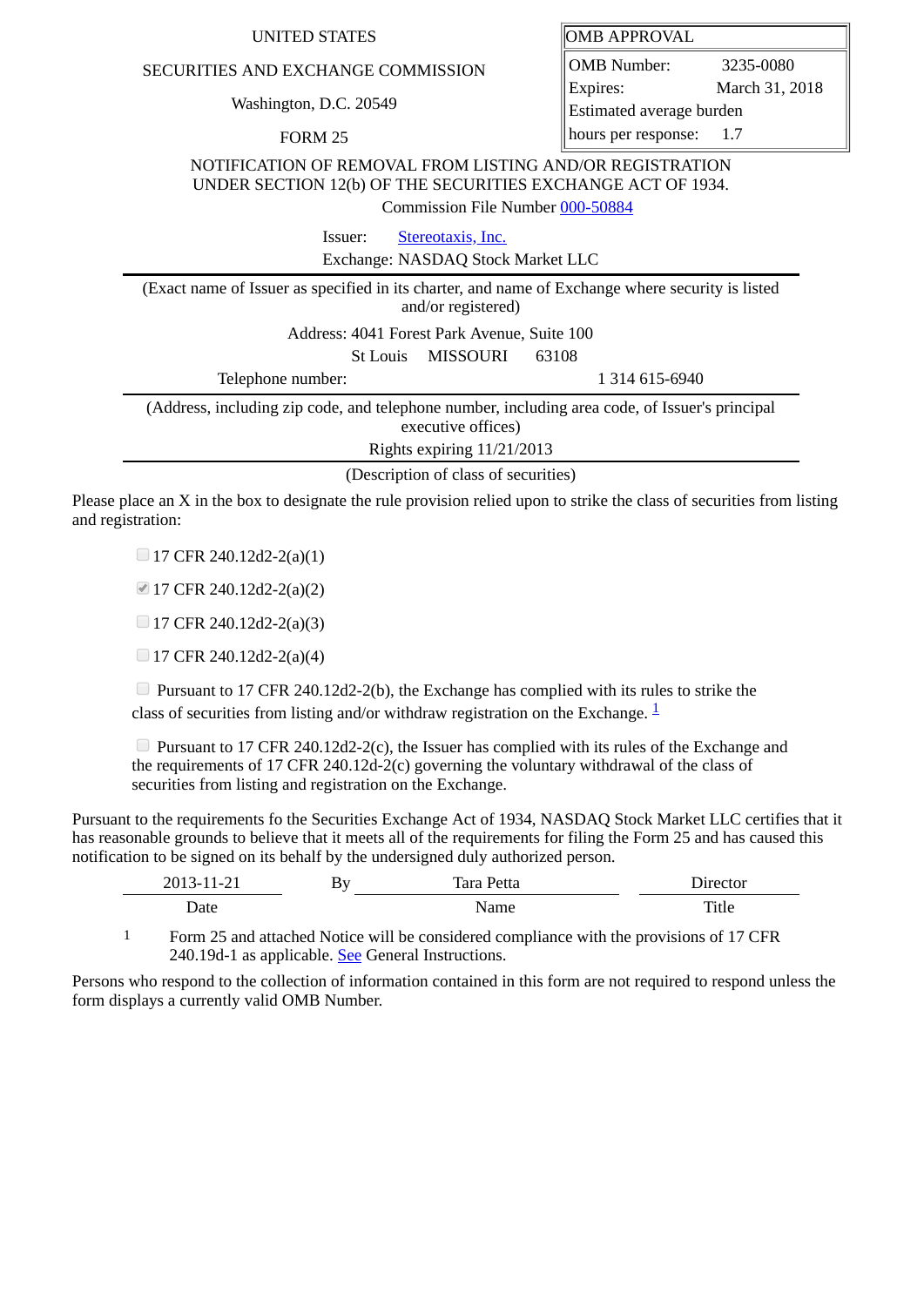UNITED STATES

SECURITIES AND EXCHANGE COMMISSION

Washington, D.C. 20549

FORM 25

| OMB APPROVAL | |
|---|---|
| OMB Number: | 3235-0080 |
| Expires: | March 31, 2018 |
| Estimated average burden hours per response: | 1.7 |

NOTIFICATION OF REMOVAL FROM LISTING AND/OR REGISTRATION UNDER SECTION 12(b) OF THE SECURITIES EXCHANGE ACT OF 1934.

Commission File Number 000-50884

Issuer: Stereotaxis, Inc.

Exchange: NASDAQ Stock Market LLC

(Exact name of Issuer as specified in its charter, and name of Exchange where security is listed and/or registered)

Address: 4041 Forest Park Avenue, Suite 100

St Louis MISSOURI 63108

Telephone number: 1 314 615-6940

(Address, including zip code, and telephone number, including area code, of Issuer's principal executive offices)

Rights expiring 11/21/2013

(Description of class of securities)

Please place an X in the box to designate the rule provision relied upon to strike the class of securities from listing and registration:

- [ ] 17 CFR 240.12d2-2(a)(1)
- [x] 17 CFR 240.12d2-2(a)(2)
- [ ] 17 CFR 240.12d2-2(a)(3)
- [ ] 17 CFR 240.12d2-2(a)(4)
- [ ] Pursuant to 17 CFR 240.12d2-2(b), the Exchange has complied with its rules to strike the class of securities from listing and/or withdraw registration on the Exchange. [1]
- [ ] Pursuant to 17 CFR 240.12d2-2(c), the Issuer has complied with its rules of the Exchange and the requirements of 17 CFR 240.12d-2(c) governing the voluntary withdrawal of the class of securities from listing and registration on the Exchange.

Pursuant to the requirements fo the Securities Exchange Act of 1934, NASDAQ Stock Market LLC certifies that it has reasonable grounds to believe that it meets all of the requirements for filing the Form 25 and has caused this notification to be signed on its behalf by the undersigned duly authorized person.

| 2013-11-21 | By | Tara Petta | Director |
|---|---|---|---|
| Date | | Name | Title |

1 Form 25 and attached Notice will be considered compliance with the provisions of 17 CFR 240.19d-1 as applicable. See General Instructions.

Persons who respond to the collection of information contained in this form are not required to respond unless the form displays a currently valid OMB Number.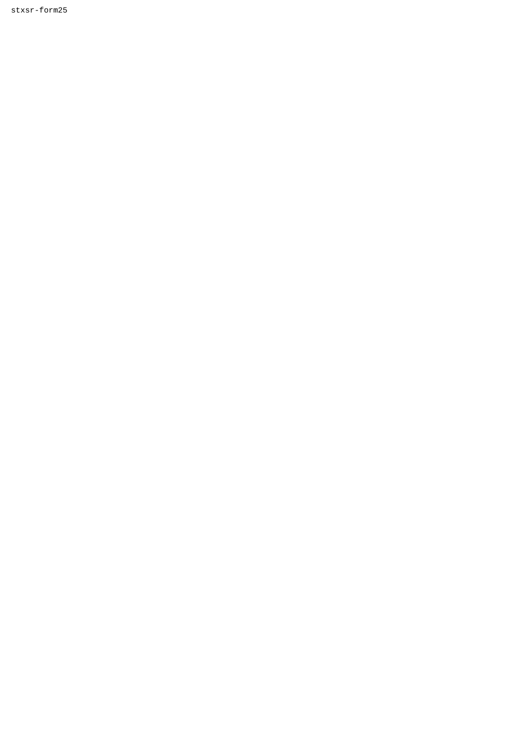stxsr-form25